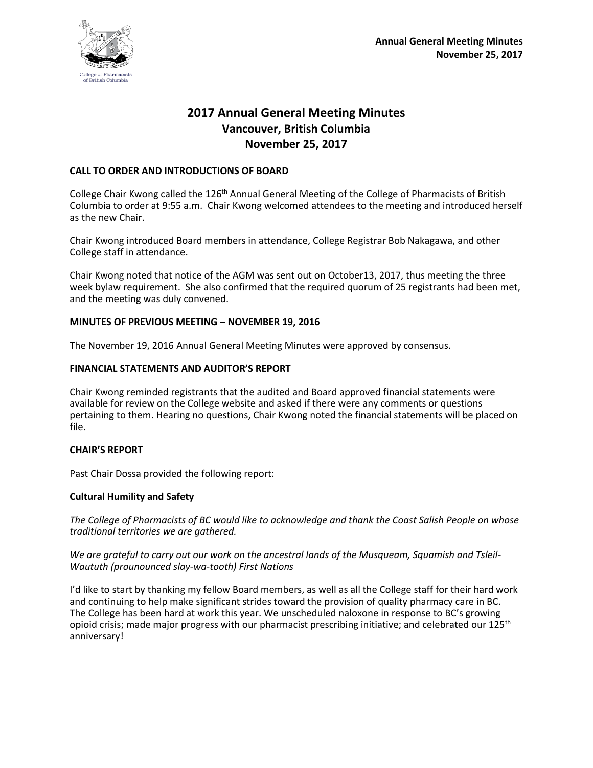# 2017 Annual General Meeting Minutes
## Vancouver, British Columbia
## November 25, 2017

### CALL TO ORDER AND INTRODUCTIONS OF BOARD

College Chair Kwong called the 126th Annual General Meeting of the College of Pharmacists of British Columbia to order at 9:55 a.m. Chair Kwong welcomed attendees to the meeting and introduced herself as the new Chair.

Chair Kwong introduced Board members in attendance, College Registrar Bob Nakagawa, and other College staff in attendance.

Chair Kwong noted that notice of the AGM was sent out on October13, 2017, thus meeting the three week bylaw requirement. She also confirmed that the required quorum of 25 registrants had been met, and the meeting was duly convened.

### MINUTES OF PREVIOUS MEETING – NOVEMBER 19, 2016

The November 19, 2016 Annual General Meeting Minutes were approved by consensus.

### FINANCIAL STATEMENTS AND AUDITOR'S REPORT

Chair Kwong reminded registrants that the audited and Board approved financial statements were available for review on the College website and asked if there were any comments or questions pertaining to them. Hearing no questions, Chair Kwong noted the financial statements will be placed on file.

### CHAIR'S REPORT

Past Chair Dossa provided the following report:

#### Cultural Humility and Safety

*The College of Pharmacists of BC would like to acknowledge and thank the Coast Salish People on whose traditional territories we are gathered.*

*We are grateful to carry out our work on the ancestral lands of the Musqueam, Squamish and Tsleil-Waututh (prounounced slay-wa-tooth) First Nations*

I'd like to start by thanking my fellow Board members, as well as all the College staff for their hard work and continuing to help make significant strides toward the provision of quality pharmacy care in BC. The College has been hard at work this year. We unscheduled naloxone in response to BC's growing opioid crisis; made major progress with our pharmacist prescribing initiative; and celebrated our 125th anniversary!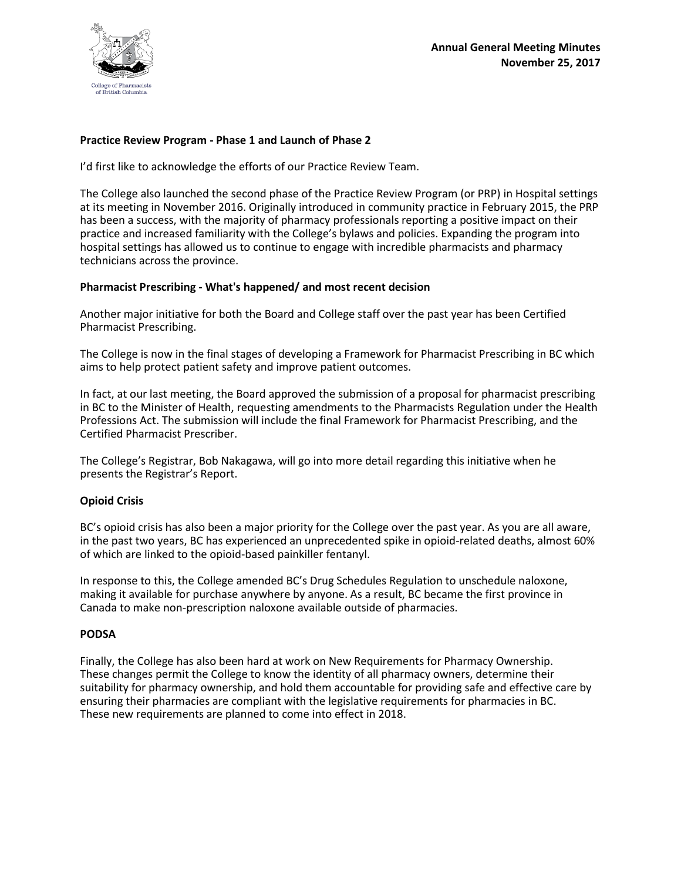**Practice Review Program - Phase 1 and Launch of Phase 2**

I'd first like to acknowledge the efforts of our Practice Review Team.

The College also launched the second phase of the Practice Review Program (or PRP) in Hospital settings at its meeting in November 2016. Originally introduced in community practice in February 2015, the PRP has been a success, with the majority of pharmacy professionals reporting a positive impact on their practice and increased familiarity with the College's bylaws and policies. Expanding the program into hospital settings has allowed us to continue to engage with incredible pharmacists and pharmacy technicians across the province.

**Pharmacist Prescribing - What's happened/ and most recent decision**

Another major initiative for both the Board and College staff over the past year has been Certified Pharmacist Prescribing.

The College is now in the final stages of developing a Framework for Pharmacist Prescribing in BC which aims to help protect patient safety and improve patient outcomes.

In fact, at our last meeting, the Board approved the submission of a proposal for pharmacist prescribing in BC to the Minister of Health, requesting amendments to the Pharmacists Regulation under the Health Professions Act. The submission will include the final Framework for Pharmacist Prescribing, and the Certified Pharmacist Prescriber.

The College's Registrar, Bob Nakagawa, will go into more detail regarding this initiative when he presents the Registrar's Report.

**Opioid Crisis**

BC's opioid crisis has also been a major priority for the College over the past year. As you are all aware, in the past two years, BC has experienced an unprecedented spike in opioid-related deaths, almost 60% of which are linked to the opioid-based painkiller fentanyl.

In response to this, the College amended BC's Drug Schedules Regulation to unschedule naloxone, making it available for purchase anywhere by anyone. As a result, BC became the first province in Canada to make non-prescription naloxone available outside of pharmacies.

**PODSA**

Finally, the College has also been hard at work on New Requirements for Pharmacy Ownership. These changes permit the College to know the identity of all pharmacy owners, determine their suitability for pharmacy ownership, and hold them accountable for providing safe and effective care by ensuring their pharmacies are compliant with the legislative requirements for pharmacies in BC. These new requirements are planned to come into effect in 2018.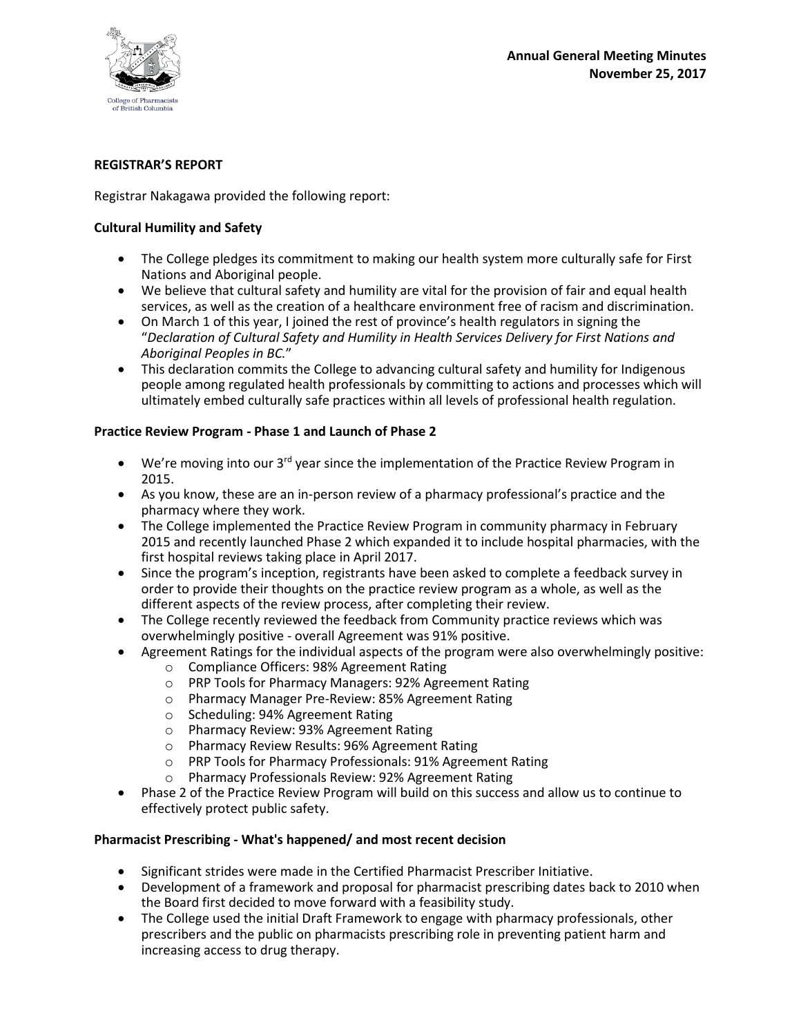## REGISTRAR'S REPORT

Registrar Nakagawa provided the following report:

### Cultural Humility and Safety

- The College pledges its commitment to making our health system more culturally safe for First Nations and Aboriginal people.
- We believe that cultural safety and humility are vital for the provision of fair and equal health services, as well as the creation of a healthcare environment free of racism and discrimination.
- On March 1 of this year, I joined the rest of province's health regulators in signing the "*Declaration of Cultural Safety and Humility in Health Services Delivery for First Nations and Aboriginal Peoples in BC.*"
- This declaration commits the College to advancing cultural safety and humility for Indigenous people among regulated health professionals by committing to actions and processes which will ultimately embed culturally safe practices within all levels of professional health regulation.

### Practice Review Program - Phase 1 and Launch of Phase 2

- We're moving into our 3rd year since the implementation of the Practice Review Program in 2015.
- As you know, these are an in-person review of a pharmacy professional's practice and the pharmacy where they work.
- The College implemented the Practice Review Program in community pharmacy in February 2015 and recently launched Phase 2 which expanded it to include hospital pharmacies, with the first hospital reviews taking place in April 2017.
- Since the program's inception, registrants have been asked to complete a feedback survey in order to provide their thoughts on the practice review program as a whole, as well as the different aspects of the review process, after completing their review.
- The College recently reviewed the feedback from Community practice reviews which was overwhelmingly positive - overall Agreement was 91% positive.
- Agreement Ratings for the individual aspects of the program were also overwhelmingly positive:
  - Compliance Officers: 98% Agreement Rating
  - PRP Tools for Pharmacy Managers: 92% Agreement Rating
  - Pharmacy Manager Pre-Review: 85% Agreement Rating
  - Scheduling: 94% Agreement Rating
  - Pharmacy Review: 93% Agreement Rating
  - Pharmacy Review Results: 96% Agreement Rating
  - PRP Tools for Pharmacy Professionals: 91% Agreement Rating
  - Pharmacy Professionals Review: 92% Agreement Rating
- Phase 2 of the Practice Review Program will build on this success and allow us to continue to effectively protect public safety.

### Pharmacist Prescribing - What's happened/ and most recent decision

- Significant strides were made in the Certified Pharmacist Prescriber Initiative.
- Development of a framework and proposal for pharmacist prescribing dates back to 2010 when the Board first decided to move forward with a feasibility study.
- The College used the initial Draft Framework to engage with pharmacy professionals, other prescribers and the public on pharmacists prescribing role in preventing patient harm and increasing access to drug therapy.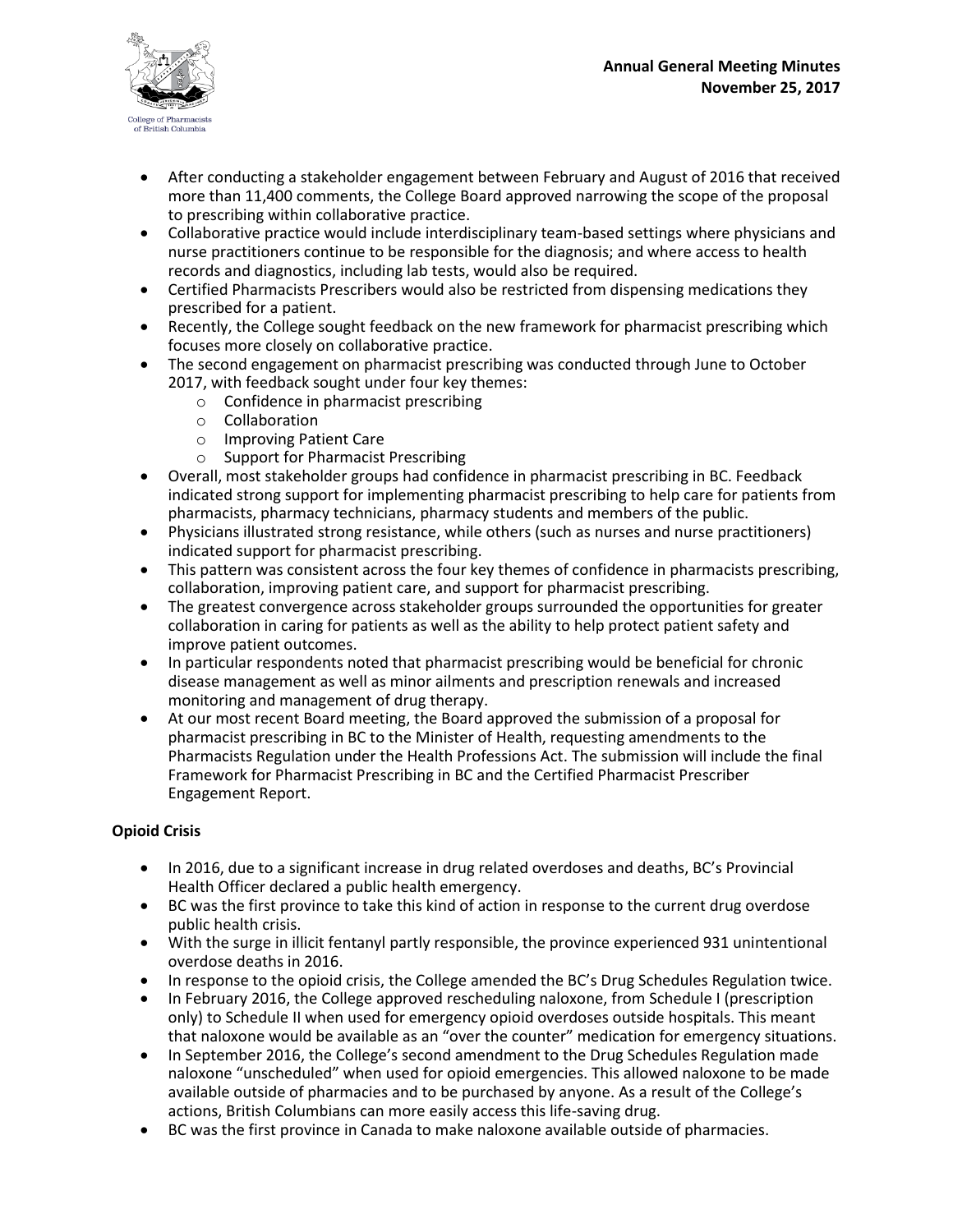- After conducting a stakeholder engagement between February and August of 2016 that received more than 11,400 comments, the College Board approved narrowing the scope of the proposal to prescribing within collaborative practice.
- Collaborative practice would include interdisciplinary team-based settings where physicians and nurse practitioners continue to be responsible for the diagnosis; and where access to health records and diagnostics, including lab tests, would also be required.
- Certified Pharmacists Prescribers would also be restricted from dispensing medications they prescribed for a patient.
- Recently, the College sought feedback on the new framework for pharmacist prescribing which focuses more closely on collaborative practice.
- The second engagement on pharmacist prescribing was conducted through June to October 2017, with feedback sought under four key themes:
    - Confidence in pharmacist prescribing
    - Collaboration
    - Improving Patient Care
    - Support for Pharmacist Prescribing
- Overall, most stakeholder groups had confidence in pharmacist prescribing in BC. Feedback indicated strong support for implementing pharmacist prescribing to help care for patients from pharmacists, pharmacy technicians, pharmacy students and members of the public.
- Physicians illustrated strong resistance, while others (such as nurses and nurse practitioners) indicated support for pharmacist prescribing.
- This pattern was consistent across the four key themes of confidence in pharmacists prescribing, collaboration, improving patient care, and support for pharmacist prescribing.
- The greatest convergence across stakeholder groups surrounded the opportunities for greater collaboration in caring for patients as well as the ability to help protect patient safety and improve patient outcomes.
- In particular respondents noted that pharmacist prescribing would be beneficial for chronic disease management as well as minor ailments and prescription renewals and increased monitoring and management of drug therapy.
- At our most recent Board meeting, the Board approved the submission of a proposal for pharmacist prescribing in BC to the Minister of Health, requesting amendments to the Pharmacists Regulation under the Health Professions Act. The submission will include the final Framework for Pharmacist Prescribing in BC and the Certified Pharmacist Prescriber Engagement Report.

**Opioid Crisis**

- In 2016, due to a significant increase in drug related overdoses and deaths, BC's Provincial Health Officer declared a public health emergency.
- BC was the first province to take this kind of action in response to the current drug overdose public health crisis.
- With the surge in illicit fentanyl partly responsible, the province experienced 931 unintentional overdose deaths in 2016.
- In response to the opioid crisis, the College amended the BC's Drug Schedules Regulation twice.
- In February 2016, the College approved rescheduling naloxone, from Schedule I (prescription only) to Schedule II when used for emergency opioid overdoses outside hospitals. This meant that naloxone would be available as an "over the counter" medication for emergency situations.
- In September 2016, the College's second amendment to the Drug Schedules Regulation made naloxone "unscheduled" when used for opioid emergencies. This allowed naloxone to be made available outside of pharmacies and to be purchased by anyone. As a result of the College's actions, British Columbians can more easily access this life-saving drug.
- BC was the first province in Canada to make naloxone available outside of pharmacies.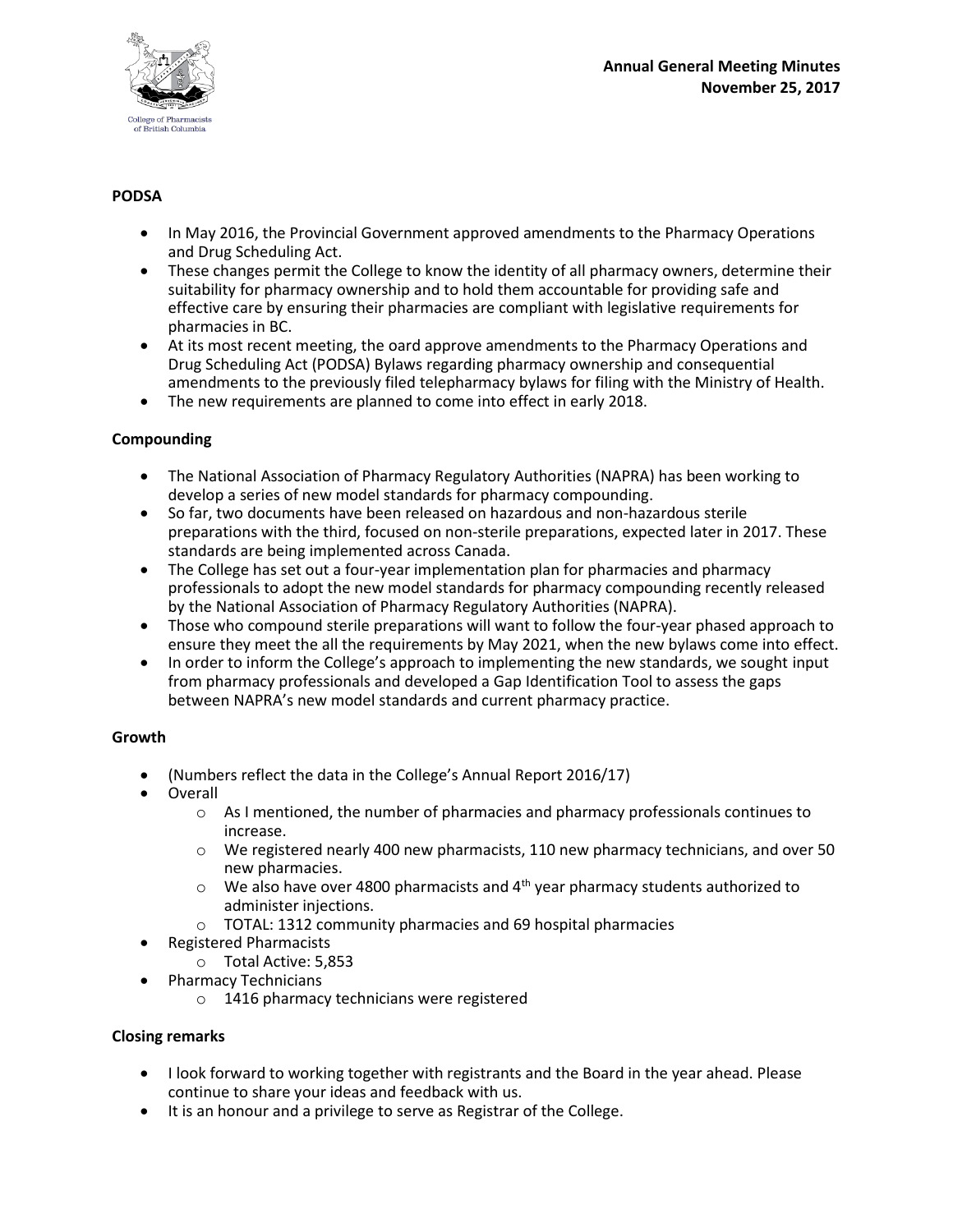## PODSA

- In May 2016, the Provincial Government approved amendments to the Pharmacy Operations and Drug Scheduling Act.
- These changes permit the College to know the identity of all pharmacy owners, determine their suitability for pharmacy ownership and to hold them accountable for providing safe and effective care by ensuring their pharmacies are compliant with legislative requirements for pharmacies in BC.
- At its most recent meeting, the oard approve amendments to the Pharmacy Operations and Drug Scheduling Act (PODSA) Bylaws regarding pharmacy ownership and consequential amendments to the previously filed telepharmacy bylaws for filing with the Ministry of Health.
- The new requirements are planned to come into effect in early 2018.

## Compounding

- The National Association of Pharmacy Regulatory Authorities (NAPRA) has been working to develop a series of new model standards for pharmacy compounding.
- So far, two documents have been released on hazardous and non-hazardous sterile preparations with the third, focused on non-sterile preparations, expected later in 2017. These standards are being implemented across Canada.
- The College has set out a four-year implementation plan for pharmacies and pharmacy professionals to adopt the new model standards for pharmacy compounding recently released by the National Association of Pharmacy Regulatory Authorities (NAPRA).
- Those who compound sterile preparations will want to follow the four-year phased approach to ensure they meet the all the requirements by May 2021, when the new bylaws come into effect.
- In order to inform the College's approach to implementing the new standards, we sought input from pharmacy professionals and developed a Gap Identification Tool to assess the gaps between NAPRA's new model standards and current pharmacy practice.

## Growth

- (Numbers reflect the data in the College's Annual Report 2016/17)
- Overall
  - As I mentioned, the number of pharmacies and pharmacy professionals continues to increase.
  - We registered nearly 400 new pharmacists, 110 new pharmacy technicians, and over 50 new pharmacies.
  - We also have over 4800 pharmacists and 4th year pharmacy students authorized to administer injections.
  - TOTAL: 1312 community pharmacies and 69 hospital pharmacies
- Registered Pharmacists
  - Total Active: 5,853
- Pharmacy Technicians
  - 1416 pharmacy technicians were registered

## Closing remarks

- I look forward to working together with registrants and the Board in the year ahead. Please continue to share your ideas and feedback with us.
- It is an honour and a privilege to serve as Registrar of the College.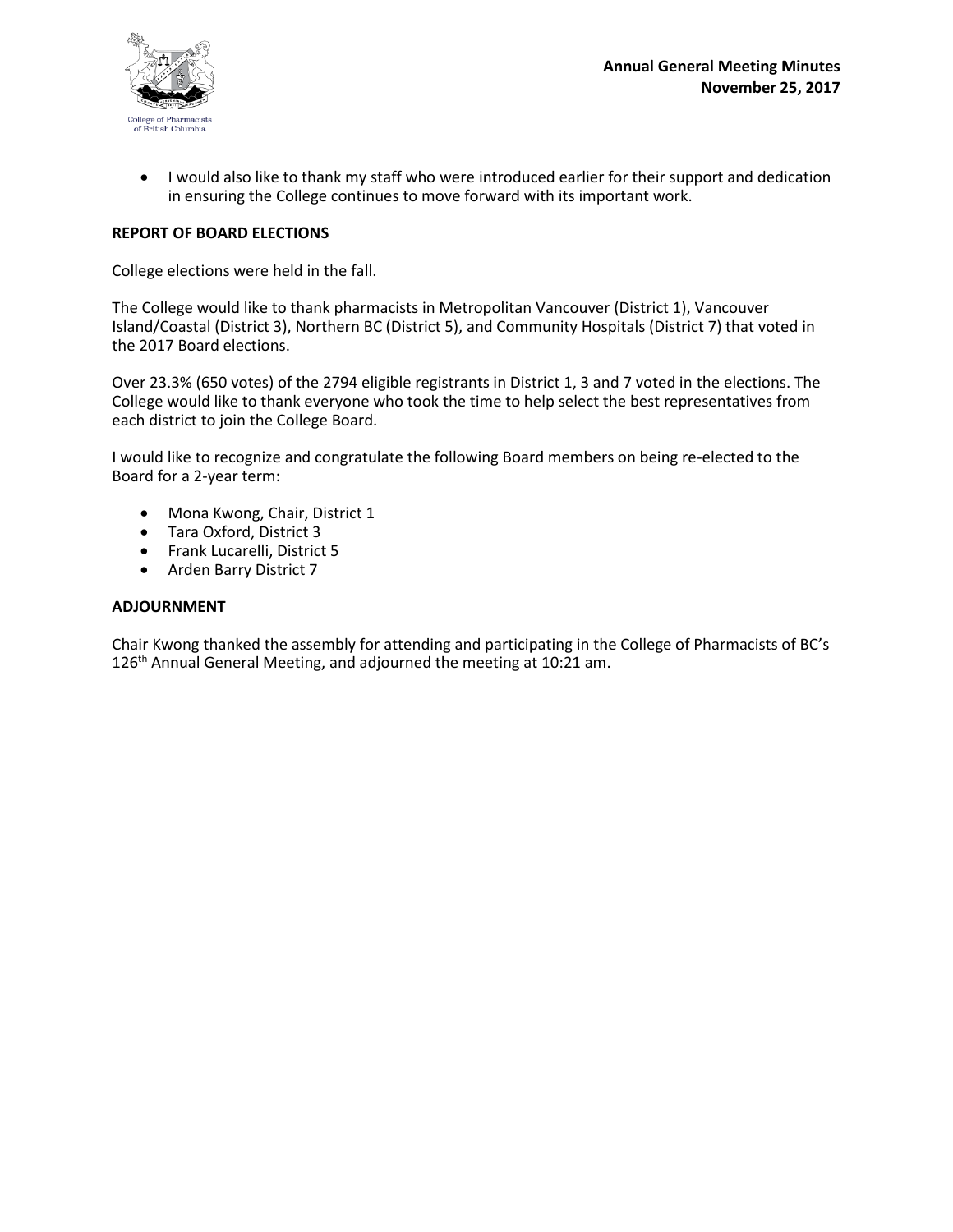- I would also like to thank my staff who were introduced earlier for their support and dedication in ensuring the College continues to move forward with its important work.

**REPORT OF BOARD ELECTIONS**

College elections were held in the fall.

The College would like to thank pharmacists in Metropolitan Vancouver (District 1), Vancouver Island/Coastal (District 3), Northern BC (District 5), and Community Hospitals (District 7) that voted in the 2017 Board elections.

Over 23.3% (650 votes) of the 2794 eligible registrants in District 1, 3 and 7 voted in the elections. The College would like to thank everyone who took the time to help select the best representatives from each district to join the College Board.

I would like to recognize and congratulate the following Board members on being re-elected to the Board for a 2-year term:

- Mona Kwong, Chair, District 1
- Tara Oxford, District 3
- Frank Lucarelli, District 5
- Arden Barry District 7

**ADJOURNMENT**

Chair Kwong thanked the assembly for attending and participating in the College of Pharmacists of BC's 126th Annual General Meeting, and adjourned the meeting at 10:21 am.